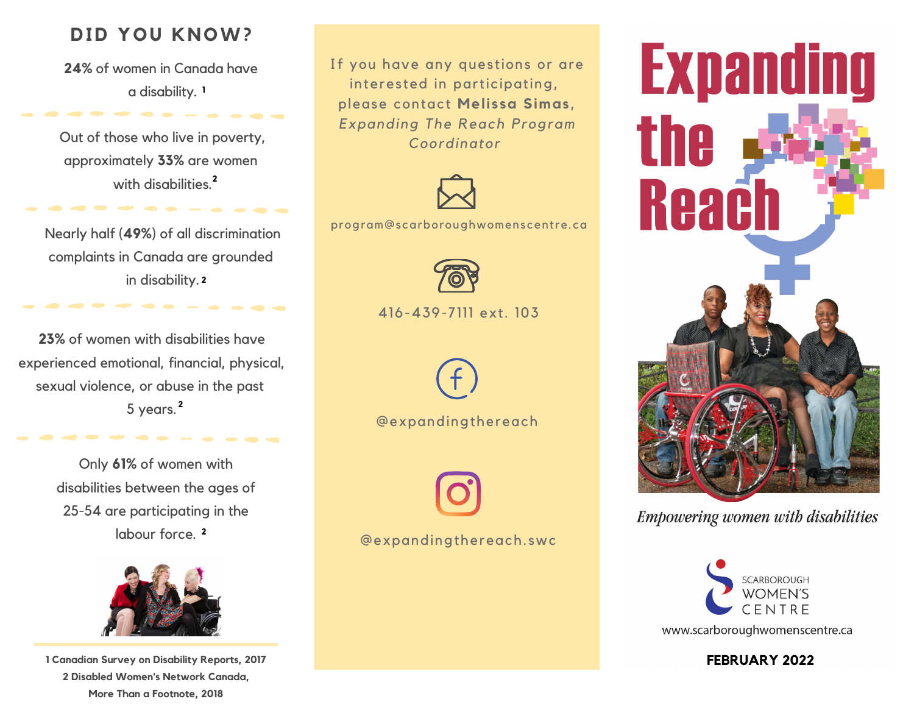## DID YOU KNOW?

**24%** of women in Canada have a disability. [1]

Out of those who live in poverty, approximately **33%** are women with disabilities. [2]

Nearly half (**49%**) of all discrimination complaints in Canada are grounded in disability. [2]

**23%** of women with disabilities have experienced emotional, financial, physical, sexual violence, or abuse in the past 5 years. [2]

Only **61%** of women with disabilities between the ages of 25-54 are participating in the labour force. [2]

**1 Canadian Survey on Disability Reports, 2017**
**2 Disabled Women's Network Canada, More Than a Footnote, 2018**

If you have any questions or are interested in participating, please contact **Melissa Simas**, *Expanding The Reach Program Coordinator*

program@scarboroughwomenscentre.ca

416-439-7111 ext. 103

@expandingthereach

@expandingthereach.swc

# Expanding the Reach

*Empowering women with disabilities*

SCARBOROUGH WOMEN'S CENTRE

www.scarboroughwomenscentre.ca

**FEBRUARY 2022**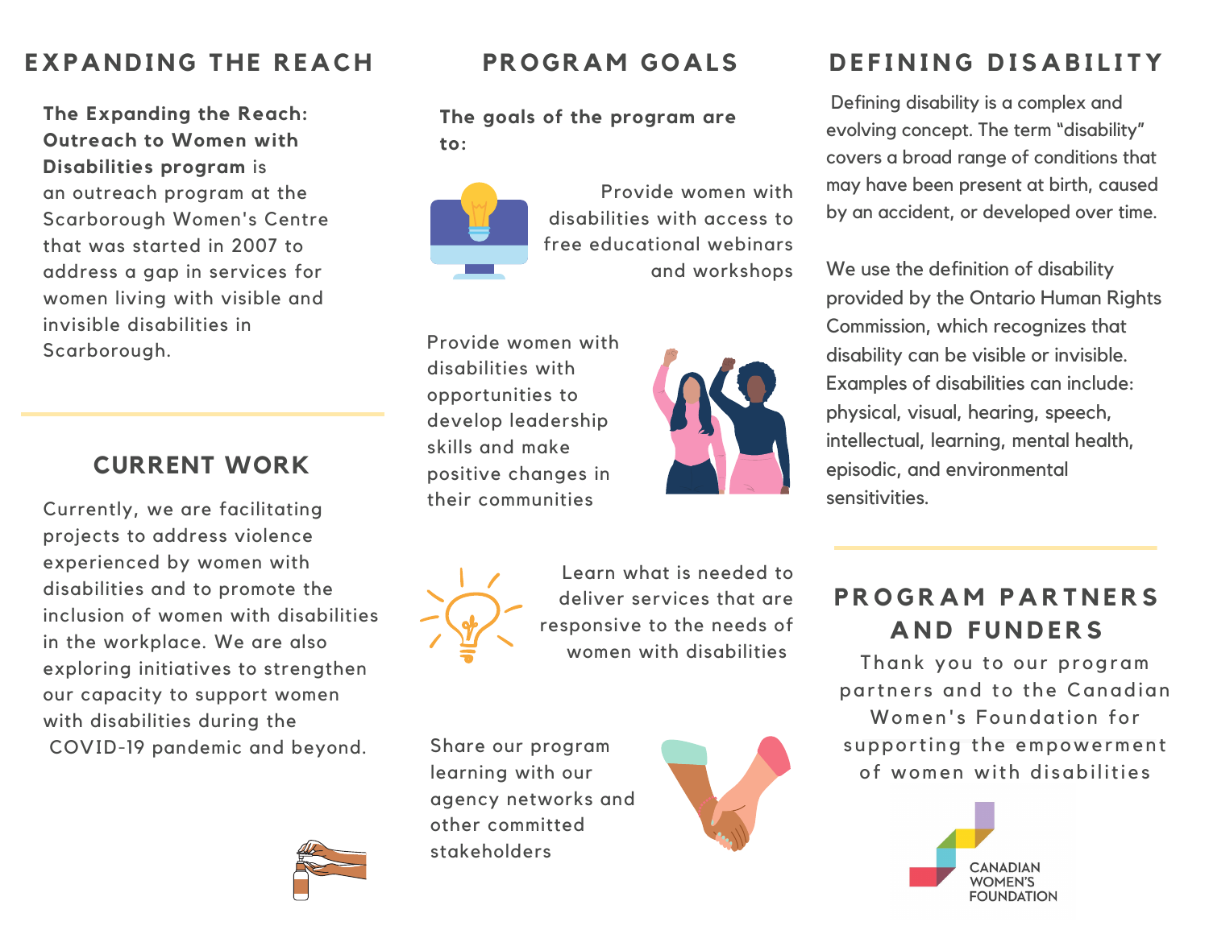## EXPANDING THE REACH

**The Expanding the Reach: Outreach to Women with Disabilities program** is an outreach program at the Scarborough Women's Centre that was started in 2007 to address a gap in services for women living with visible and invisible disabilities in Scarborough.

## CURRENT WORK

Currently, we are facilitating projects to address violence experienced by women with disabilities and to promote the inclusion of women with disabilities in the workplace. We are also exploring initiatives to strengthen our capacity to support women with disabilities during the COVID-19 pandemic and beyond.

## PROGRAM GOALS

**The goals of the program are to:**

- Provide women with disabilities with access to free educational webinars and workshops
- Provide women with disabilities with opportunities to develop leadership skills and make positive changes in their communities
- Learn what is needed to deliver services that are responsive to the needs of women with disabilities
- Share our program learning with our agency networks and other committed stakeholders

## DEFINING DISABILITY

Defining disability is a complex and evolving concept. The term "disability" covers a broad range of conditions that may have been present at birth, caused by an accident, or developed over time.

We use the definition of disability provided by the Ontario Human Rights Commission, which recognizes that disability can be visible or invisible. Examples of disabilities can include: physical, visual, hearing, speech, intellectual, learning, mental health, episodic, and environmental sensitivities.

## PROGRAM PARTNERS AND FUNDERS

Thank you to our program partners and to the Canadian Women's Foundation for supporting the empowerment of women with disabilities

CANADIAN WOMEN'S FOUNDATION